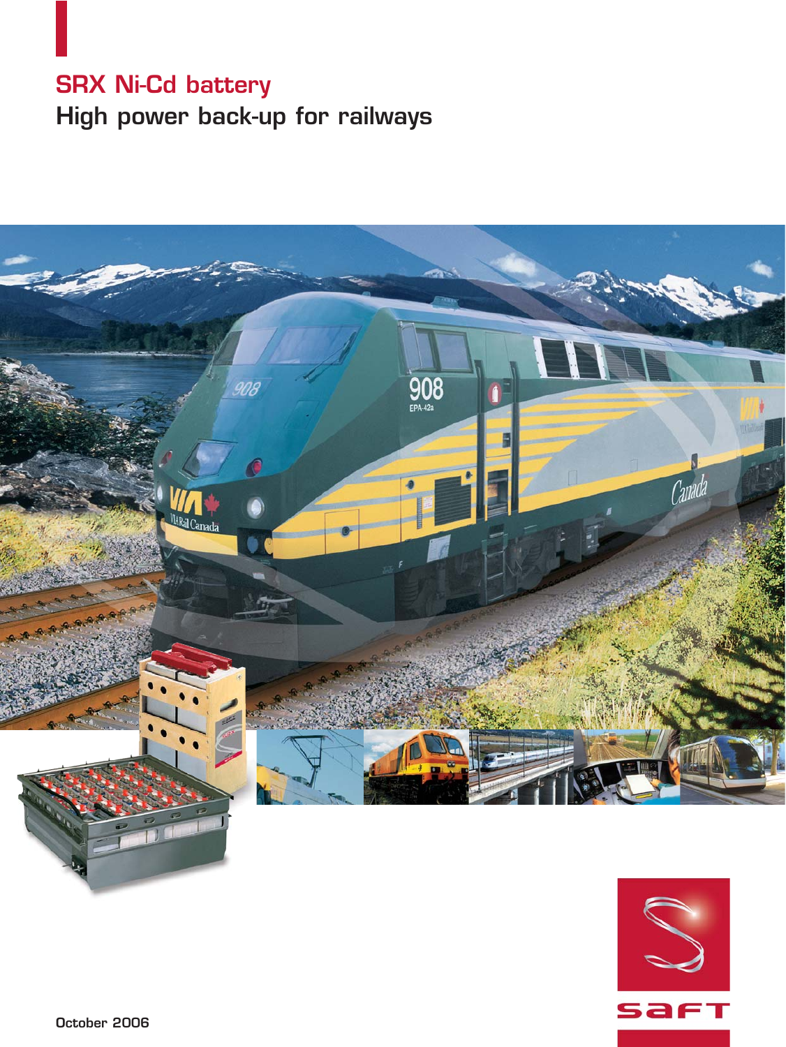# SRX Ni-Cd battery

## High power back-up for railways

October 2006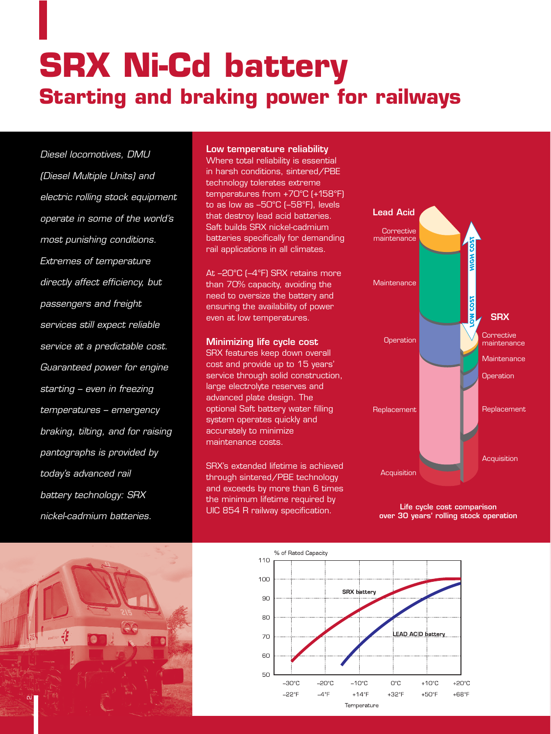# SRX Ni-Cd battery

## Starting and braking power for railways

*Diesel locomotives, DMU (Diesel Multiple Units) and electric rolling stock equipment operate in some of the world's most punishing conditions. Extremes of temperature directly affect efficiency, but passengers and freight services still expect reliable service at a predictable cost. Guaranteed power for engine starting – even in freezing temperatures – emergency braking, tilting, and for raising pantographs is provided by today's advanced rail battery technology: SRX nickel-cadmium batteries.*

### Low temperature reliability

Where total reliability is essential in harsh conditions, sintered/PBE technology tolerates extreme temperatures from +70°C (+158°F) to as low as –50°C (–58°F), levels that destroy lead acid batteries. Saft builds SRX nickel-cadmium batteries specifically for demanding rail applications in all climates.

At –20°C (–4°F) SRX retains more than 70% capacity, avoiding the need to oversize the battery and ensuring the availability of power even at low temperatures.

### Minimizing life cycle cost

SRX features keep down overall cost and provide up to 15 years' service through solid construction, large electrolyte reserves and advanced plate design. The optional Saft battery water filling system operates quickly and accurately to minimize maintenance costs.

SRX's extended lifetime is achieved through sintered/PBE technology and exceeds by more than 6 times the minimum lifetime required by UIC 854 R railway specification.

Lead Acid: Corrective maintenance, Maintenance, Operation, Replacement, Acquisition

SRX: Corrective maintenance, Maintenance, Operation, Replacement, Acquisition

LOW COST → HIGH COST

**Life cycle cost comparison over 30 years' rolling stock operation**

% of Rated Capacity vs Temperature (–30°C/–22°F, –20°C/–4°F, –10°C/+14°F, 0°C/+32°F, +10°C/+50°F, +20°C/+68°F): SRX battery, LEAD ACID battery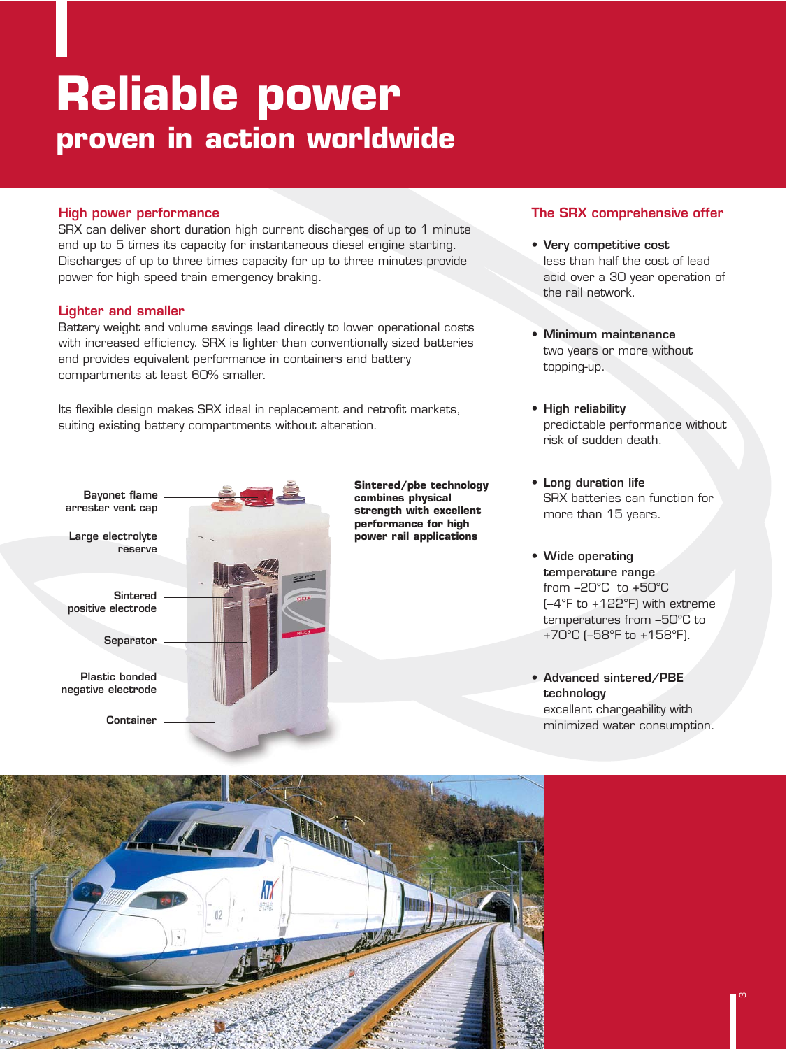# Reliable power

## proven in action worldwide

### High power performance

SRX can deliver short duration high current discharges of up to 1 minute and up to 5 times its capacity for instantaneous diesel engine starting. Discharges of up to three times capacity for up to three minutes provide power for high speed train emergency braking.

### Lighter and smaller

Battery weight and volume savings lead directly to lower operational costs with increased efficiency. SRX is lighter than conventionally sized batteries and provides equivalent performance in containers and battery compartments at least 60% smaller.

Its flexible design makes SRX ideal in replacement and retrofit markets, suiting existing battery compartments without alteration.

- Bayonet flame arrester vent cap
- Large electrolyte reserve
- Sintered positive electrode
- Separator
- Plastic bonded negative electrode
- Container

**Sintered/pbe technology combines physical strength with excellent performance for high power rail applications**

### The SRX comprehensive offer

- **Very competitive cost**
  less than half the cost of lead acid over a 30 year operation of the rail network.

- **Minimum maintenance**
  two years or more without topping-up.

- **High reliability**
  predictable performance without risk of sudden death.

- **Long duration life**
  SRX batteries can function for more than 15 years.

- **Wide operating temperature range**
  from –20°C to +50°C (–4°F to +122°F) with extreme temperatures from –50°C to +70°C (–58°F to +158°F).

- **Advanced sintered/PBE technology**
  excellent chargeability with minimized water consumption.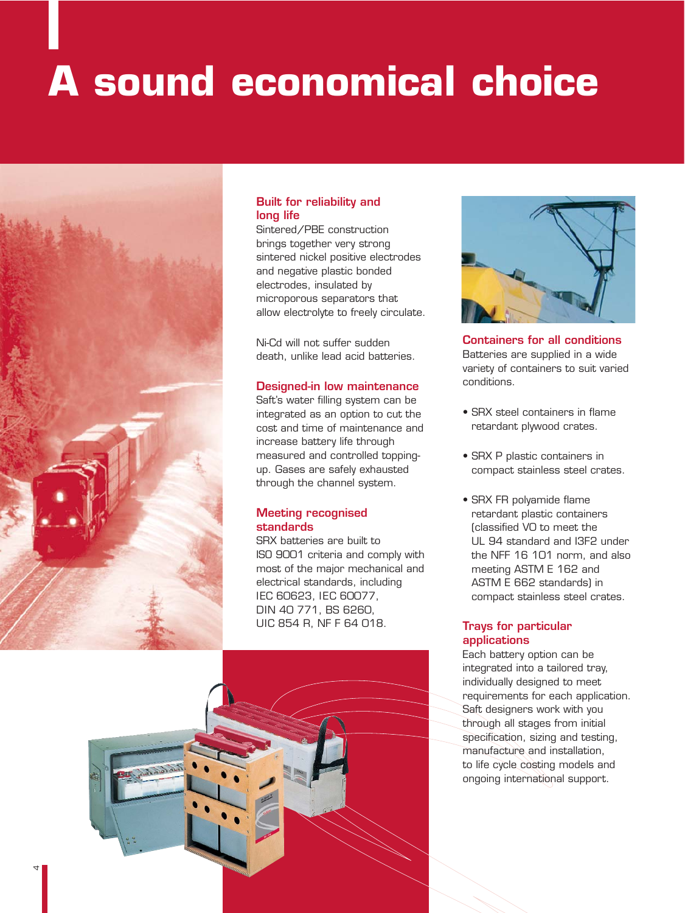# A sound economical choice

### Built for reliability and long life

Sintered/PBE construction brings together very strong sintered nickel positive electrodes and negative plastic bonded electrodes, insulated by microporous separators that allow electrolyte to freely circulate.

Ni-Cd will not suffer sudden death, unlike lead acid batteries.

### Designed-in low maintenance

Saft's water filling system can be integrated as an option to cut the cost and time of maintenance and increase battery life through measured and controlled topping-up. Gases are safely exhausted through the channel system.

### Meeting recognised standards

SRX batteries are built to ISO 9001 criteria and comply with most of the major mechanical and electrical standards, including IEC 60623, IEC 60077, DIN 40 771, BS 6260, UIC 854 R, NF F 64 018.

### Containers for all conditions

Batteries are supplied in a wide variety of containers to suit varied conditions.

- SRX steel containers in flame retardant plywood crates.
- SRX P plastic containers in compact stainless steel crates.
- SRX FR polyamide flame retardant plastic containers (classified VO to meet the UL 94 standard and I3F2 under the NFF 16 101 norm, and also meeting ASTM E 162 and ASTM E 662 standards) in compact stainless steel crates.

### Trays for particular applications

Each battery option can be integrated into a tailored tray, individually designed to meet requirements for each application. Saft designers work with you through all stages from initial specification, sizing and testing, manufacture and installation, to life cycle costing models and ongoing international support.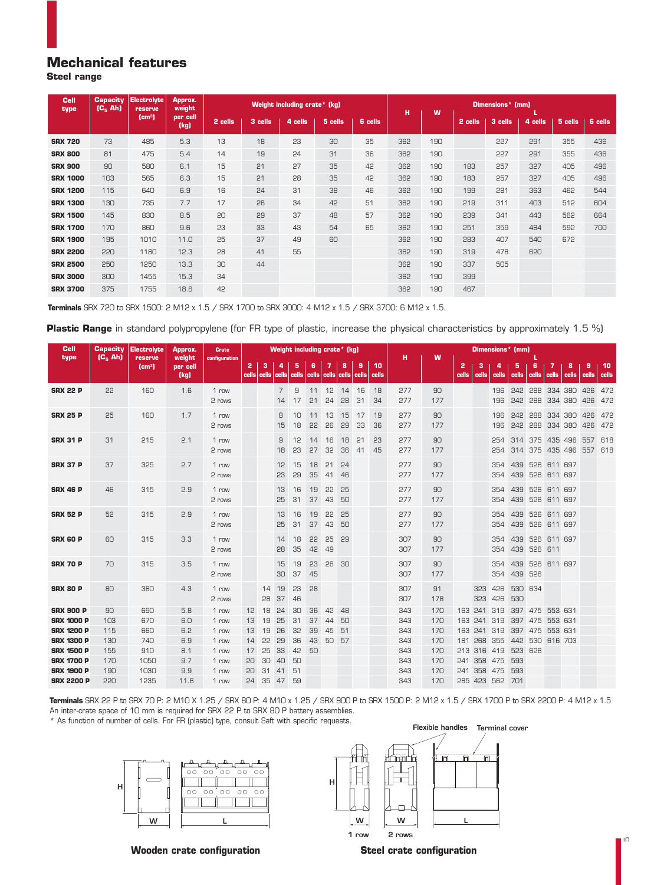# Mechanical features

**Steel range**

| Cell type | Capacity ($C_5$ Ah) | Electrolyte reserve (cm³) | Approx. weight per cell (kg) | Weight including crate* (kg) | | | | | Dimensions* (mm) | | | | | | |
|---|---|---|---|---|---|---|---|---|---|---|---|---|---|---|---|
| | | | | | | | | | H | W | L | | | | |
| | | | | 2 cells | 3 cells | 4 cells | 5 cells | 6 cells | | | 2 cells | 3 cells | 4 cells | 5 cells | 6 cells |
| **SRX 720** | 73 | 485 | 5.3 | 13 | 18 | 23 | 30 | 35 | 362 | 190 | | 227 | 291 | 355 | 436 |
| **SRX 800** | 81 | 475 | 5.4 | 14 | 19 | 24 | 31 | 36 | 362 | 190 | | 227 | 291 | 355 | 436 |
| **SRX 900** | 90 | 580 | 6.1 | 15 | 21 | 27 | 35 | 42 | 362 | 190 | 183 | 257 | 327 | 405 | 496 |
| **SRX 1000** | 103 | 565 | 6.3 | 15 | 21 | 28 | 35 | 42 | 362 | 190 | 183 | 257 | 327 | 405 | 496 |
| **SRX 1200** | 115 | 640 | 6.9 | 16 | 24 | 31 | 38 | 46 | 362 | 190 | 199 | 281 | 363 | 462 | 544 |
| **SRX 1300** | 130 | 735 | 7.7 | 17 | 26 | 34 | 42 | 51 | 362 | 190 | 219 | 311 | 403 | 512 | 604 |
| **SRX 1500** | 145 | 830 | 8.5 | 20 | 29 | 37 | 48 | 57 | 362 | 190 | 239 | 341 | 443 | 562 | 664 |
| **SRX 1700** | 170 | 860 | 9.6 | 23 | 33 | 43 | 54 | 65 | 362 | 190 | 251 | 359 | 484 | 592 | 700 |
| **SRX 1900** | 195 | 1010 | 11.0 | 25 | 37 | 49 | 60 | | 362 | 190 | 283 | 407 | 540 | 672 | |
| **SRX 2200** | 220 | 1180 | 12.3 | 28 | 41 | 55 | | | 362 | 190 | 319 | 478 | 620 | | |
| **SRX 2500** | 250 | 1250 | 13.3 | 30 | 44 | | | | 362 | 190 | 337 | 505 | | | |
| **SRX 3000** | 300 | 1455 | 15.3 | 34 | | | | | 362 | 190 | 399 | | | | |
| **SRX 3700** | 375 | 1755 | 18.6 | 42 | | | | | 362 | 190 | 467 | | | | |

**Terminals** SRX 720 to SRX 1500: 2 M12 x 1.5 / SRX 1700 to SRX 3000: 4 M12 x 1.5 / SRX 3700: 6 M12 x 1.5.

**Plastic Range** in standard polypropylene (for FR type of plastic, increase the physical characteristics by approximately 1.5 %)

| Cell type | Capacity ($C_5$ Ah) | Electrolyte reserve (cm³) | Approx. weight per cell (kg) | Crate configuration | Weight including crate* (kg) | | | | | | | | | Dimensions* (mm) | | | | | | | | | | |
|---|---|---|---|---|---|---|---|---|---|---|---|---|---|---|---|---|---|---|---|---|---|---|---|---|
| | | | | | | | | | | | | | | H | W | L | | | | | | | | |
| | | | | | 2 cells | 3 cells | 4 cells | 5 cells | 6 cells | 7 cells | 8 cells | 9 cells | 10 cells | | | 2 cells | 3 cells | 4 cells | 5 cells | 6 cells | 7 cells | 8 cells | 9 cells | 10 cells |
| **SRX 22 P** | 22 | 160 | 1.6 | 1 row | | | 7 | 9 | 11 | 12 | 14 | 16 | 18 | 277 | 90 | | | 196 | 242 | 288 | 334 | 380 | 426 | 472 |
| | | | | 2 rows | | | 14 | 17 | 21 | 24 | 28 | 31 | 34 | 277 | 177 | | | 196 | 242 | 288 | 334 | 380 | 426 | 472 |
| **SRX 25 P** | 25 | 160 | 1.7 | 1 row | | | 8 | 10 | 11 | 13 | 15 | 17 | 19 | 277 | 90 | | | 196 | 242 | 288 | 334 | 380 | 426 | 472 |
| | | | | 2 rows | | | 15 | 18 | 22 | 26 | 29 | 33 | 36 | 277 | 177 | | | 196 | 242 | 288 | 334 | 380 | 426 | 472 |
| **SRX 31 P** | 31 | 215 | 2.1 | 1 row | | | 9 | 12 | 14 | 16 | 18 | 21 | 23 | 277 | 90 | | | 254 | 314 | 375 | 435 | 496 | 557 | 618 |
| | | | | 2 rows | | | 18 | 23 | 27 | 32 | 36 | 41 | 45 | 277 | 177 | | | 254 | 314 | 375 | 435 | 496 | 557 | 618 |
| **SRX 37 P** | 37 | 325 | 2.7 | 1 row | | | 12 | 15 | 18 | 21 | 24 | | | 277 | 90 | | | 354 | 439 | 526 | 611 | 697 | | |
| | | | | 2 rows | | | 23 | 29 | 35 | 41 | 46 | | | 277 | 177 | | | 354 | 439 | 526 | 611 | 697 | | |
| **SRX 46 P** | 46 | 315 | 2.9 | 1 row | | | 13 | 16 | 19 | 22 | 25 | | | 277 | 90 | | | 354 | 439 | 526 | 611 | 697 | | |
| | | | | 2 rows | | | 25 | 31 | 37 | 43 | 50 | | | 277 | 177 | | | 354 | 439 | 526 | 611 | 697 | | |
| **SRX 52 P** | 52 | 315 | 2.9 | 1 row | | | 13 | 16 | 19 | 22 | 25 | | | 277 | 90 | | | 354 | 439 | 526 | 611 | 697 | | |
| | | | | 2 rows | | | 25 | 31 | 37 | 43 | 50 | | | 277 | 177 | | | 354 | 439 | 526 | 611 | 697 | | |
| **SRX 60 P** | 60 | 315 | 3.3 | 1 row | | | 14 | 18 | 22 | 25 | 29 | | | 307 | 90 | | | 354 | 439 | 526 | 611 | 697 | | |
| | | | | 2 rows | | | 28 | 35 | 42 | 49 | | | | 307 | 177 | | | 354 | 439 | 526 | 611 | | | |
| **SRX 70 P** | 70 | 315 | 3.5 | 1 row | | | 15 | 19 | 23 | 26 | 30 | | | 307 | 90 | | | 354 | 439 | 526 | 611 | 697 | | |
| | | | | 2 rows | | | 30 | 37 | 45 | | | | | 307 | 177 | | | 354 | 439 | 526 | | | | |
| **SRX 80 P** | 80 | 380 | 4.3 | 1 row | | 14 | 19 | 23 | 28 | | | | | 307 | 91 | | 323 | 426 | 530 | 634 | | | | |
| | | | | 2 rows | | 28 | 37 | 46 | | | | | | 307 | 178 | | 323 | 426 | 530 | | | | | |
| **SRX 900 P** | 90 | 690 | 5.8 | 1 row | 12 | 18 | 24 | 30 | 36 | 42 | 48 | | | 343 | 170 | 163 | 241 | 319 | 397 | 475 | 553 | 631 | | |
| **SRX 1000 P** | 103 | 670 | 6.0 | 1 row | 13 | 19 | 25 | 31 | 37 | 44 | 50 | | | 343 | 170 | 163 | 241 | 319 | 397 | 475 | 553 | 631 | | |
| **SRX 1200 P** | 115 | 660 | 6.2 | 1 row | 13 | 19 | 26 | 32 | 39 | 45 | 51 | | | 343 | 170 | 163 | 241 | 319 | 397 | 475 | 553 | 631 | | |
| **SRX 1300 P** | 130 | 740 | 6.9 | 1 row | 14 | 22 | 29 | 36 | 43 | 50 | 57 | | | 343 | 170 | 181 | 268 | 355 | 442 | 530 | 616 | 703 | | |
| **SRX 1500 P** | 155 | 910 | 8.1 | 1 row | 17 | 25 | 33 | 42 | 50 | | | | | 343 | 170 | 213 | 316 | 419 | 523 | 626 | | | | |
| **SRX 1700 P** | 170 | 1050 | 9.7 | 1 row | 20 | 30 | 40 | 50 | | | | | | 343 | 170 | 241 | 358 | 475 | 593 | | | | | |
| **SRX 1900 P** | 190 | 1030 | 9.9 | 1 row | 20 | 31 | 41 | 51 | | | | | | 343 | 170 | 241 | 358 | 475 | 593 | | | | | |
| **SRX 2200 P** | 220 | 1235 | 11.6 | 1 row | 24 | 35 | 47 | 59 | | | | | | 343 | 170 | 285 | 423 | 562 | 701 | | | | | |

**Terminals** SRX 22 P to SRX 70 P: 2 M10 X 1.25 / SRX 80 P: 4 M10 x 1.25 / SRX 900 P to SRX 1500 P: 2 M12 x 1.5 / SRX 1700 P to SRX 2200 P: 4 M12 x 1.5

An inter-crate space of 10 mm is required for SRX 22 P to SRX 80 P battery assemblies.

\* As function of number of cells. For FR (plastic) type, consult Saft with specific requests.

**Wooden crate configuration**

**Steel crate configuration**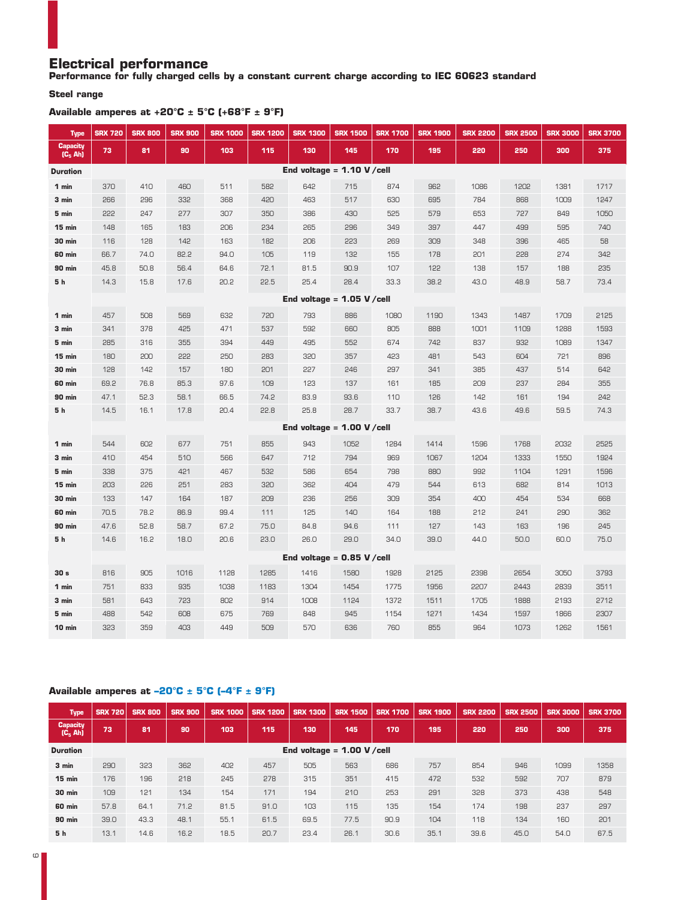## Electrical performance

**Performance for fully charged cells by a constant current charge according to IEC 60623 standard**

**Steel range**

### Available amperes at +20°C ± 5°C (+68°F ± 9°F)

| Type | SRX 720 | SRX 800 | SRX 900 | SRX 1000 | SRX 1200 | SRX 1300 | SRX 1500 | SRX 1700 | SRX 1900 | SRX 2200 | SRX 2500 | SRX 3000 | SRX 3700 |
|---|---|---|---|---|---|---|---|---|---|---|---|---|---|
| Capacity ($C_5$ Ah) | 73 | 81 | 90 | 103 | 115 | 130 | 145 | 170 | 195 | 220 | 250 | 300 | 375 |
| **Duration** | **End voltage = 1.10 V /cell** | | | | | | | | | | | | |
| **1 min** | 370 | 410 | 460 | 511 | 582 | 642 | 715 | 874 | 962 | 1086 | 1202 | 1381 | 1717 |
| **3 min** | 266 | 296 | 332 | 368 | 420 | 463 | 517 | 630 | 695 | 784 | 868 | 1009 | 1247 |
| **5 min** | 222 | 247 | 277 | 307 | 350 | 386 | 430 | 525 | 579 | 653 | 727 | 849 | 1050 |
| **15 min** | 148 | 165 | 183 | 206 | 234 | 265 | 296 | 349 | 397 | 447 | 499 | 595 | 740 |
| **30 min** | 116 | 128 | 142 | 163 | 182 | 206 | 223 | 269 | 309 | 348 | 396 | 465 | 58 |
| **60 min** | 66.7 | 74.0 | 82.2 | 94.0 | 105 | 119 | 132 | 155 | 178 | 201 | 228 | 274 | 342 |
| **90 min** | 45.8 | 50.8 | 56.4 | 64.6 | 72.1 | 81.5 | 90.9 | 107 | 122 | 138 | 157 | 188 | 235 |
| **5 h** | 14.3 | 15.8 | 17.6 | 20.2 | 22.5 | 25.4 | 28.4 | 33.3 | 38.2 | 43.0 | 48.9 | 58.7 | 73.4 |
| | **End voltage = 1.05 V /cell** | | | | | | | | | | | | |
| **1 min** | 457 | 508 | 569 | 632 | 720 | 793 | 886 | 1080 | 1190 | 1343 | 1487 | 1709 | 2125 |
| **3 min** | 341 | 378 | 425 | 471 | 537 | 592 | 660 | 805 | 888 | 1001 | 1109 | 1288 | 1593 |
| **5 min** | 285 | 316 | 355 | 394 | 449 | 495 | 552 | 674 | 742 | 837 | 932 | 1089 | 1347 |
| **15 min** | 180 | 200 | 222 | 250 | 283 | 320 | 357 | 423 | 481 | 543 | 604 | 721 | 896 |
| **30 min** | 128 | 142 | 157 | 180 | 201 | 227 | 246 | 297 | 341 | 385 | 437 | 514 | 642 |
| **60 min** | 69.2 | 76.8 | 85.3 | 97.6 | 109 | 123 | 137 | 161 | 185 | 209 | 237 | 284 | 355 |
| **90 min** | 47.1 | 52.3 | 58.1 | 66.5 | 74.2 | 83.9 | 93.6 | 110 | 126 | 142 | 161 | 194 | 242 |
| **5 h** | 14.5 | 16.1 | 17.8 | 20.4 | 22.8 | 25.8 | 28.7 | 33.7 | 38.7 | 43.6 | 49.6 | 59.5 | 74.3 |
| | **End voltage = 1.00 V /cell** | | | | | | | | | | | | |
| **1 min** | 544 | 602 | 677 | 751 | 855 | 943 | 1052 | 1284 | 1414 | 1596 | 1768 | 2032 | 2525 |
| **3 min** | 410 | 454 | 510 | 566 | 647 | 712 | 794 | 969 | 1067 | 1204 | 1333 | 1550 | 1924 |
| **5 min** | 338 | 375 | 421 | 467 | 532 | 586 | 654 | 798 | 880 | 992 | 1104 | 1291 | 1596 |
| **15 min** | 203 | 226 | 251 | 283 | 320 | 362 | 404 | 479 | 544 | 613 | 682 | 814 | 1013 |
| **30 min** | 133 | 147 | 164 | 187 | 209 | 236 | 256 | 309 | 354 | 400 | 454 | 534 | 668 |
| **60 min** | 70.5 | 78.2 | 86.9 | 99.4 | 111 | 125 | 140 | 164 | 188 | 212 | 241 | 290 | 362 |
| **90 min** | 47.6 | 52.8 | 58.7 | 67.2 | 75.0 | 84.8 | 94.6 | 111 | 127 | 143 | 163 | 196 | 245 |
| **5 h** | 14.6 | 16.2 | 18.0 | 20.6 | 23.0 | 26.0 | 29.0 | 34.0 | 39.0 | 44.0 | 50.0 | 60.0 | 75.0 |
| | **End voltage = 0.85 V /cell** | | | | | | | | | | | | |
| **30 s** | 816 | 905 | 1016 | 1128 | 1285 | 1416 | 1580 | 1928 | 2125 | 2398 | 2654 | 3050 | 3793 |
| **1 min** | 751 | 833 | 935 | 1038 | 1183 | 1304 | 1454 | 1775 | 1956 | 2207 | 2443 | 2839 | 3511 |
| **3 min** | 581 | 643 | 723 | 802 | 914 | 1008 | 1124 | 1372 | 1511 | 1705 | 1888 | 2193 | 2712 |
| **5 min** | 488 | 542 | 608 | 675 | 769 | 848 | 945 | 1154 | 1271 | 1434 | 1597 | 1866 | 2307 |
| **10 min** | 323 | 359 | 403 | 449 | 509 | 570 | 636 | 760 | 855 | 964 | 1073 | 1262 | 1561 |

### Available amperes at –20°C ± 5°C (–4°F ± 9°F)

| Type | SRX 720 | SRX 800 | SRX 900 | SRX 1000 | SRX 1200 | SRX 1300 | SRX 1500 | SRX 1700 | SRX 1900 | SRX 2200 | SRX 2500 | SRX 3000 | SRX 3700 |
|---|---|---|---|---|---|---|---|---|---|---|---|---|---|
| Capacity ($C_5$ Ah) | 73 | 81 | 90 | 103 | 115 | 130 | 145 | 170 | 195 | 220 | 250 | 300 | 375 |
| **Duration** | **End voltage = 1.00 V /cell** | | | | | | | | | | | | |
| **3 min** | 290 | 323 | 362 | 402 | 457 | 505 | 563 | 686 | 757 | 854 | 946 | 1099 | 1358 |
| **15 min** | 176 | 196 | 218 | 245 | 278 | 315 | 351 | 415 | 472 | 532 | 592 | 707 | 879 |
| **30 min** | 109 | 121 | 134 | 154 | 171 | 194 | 210 | 253 | 291 | 328 | 373 | 438 | 548 |
| **60 min** | 57.8 | 64.1 | 71.2 | 81.5 | 91.0 | 103 | 115 | 135 | 154 | 174 | 198 | 237 | 297 |
| **90 min** | 39.0 | 43.3 | 48.1 | 55.1 | 61.5 | 69.5 | 77.5 | 90.9 | 104 | 118 | 134 | 160 | 201 |
| **5 h** | 13.1 | 14.6 | 16.2 | 18.5 | 20.7 | 23.4 | 26.1 | 30.6 | 35.1 | 39.6 | 45.0 | 54.0 | 67.5 |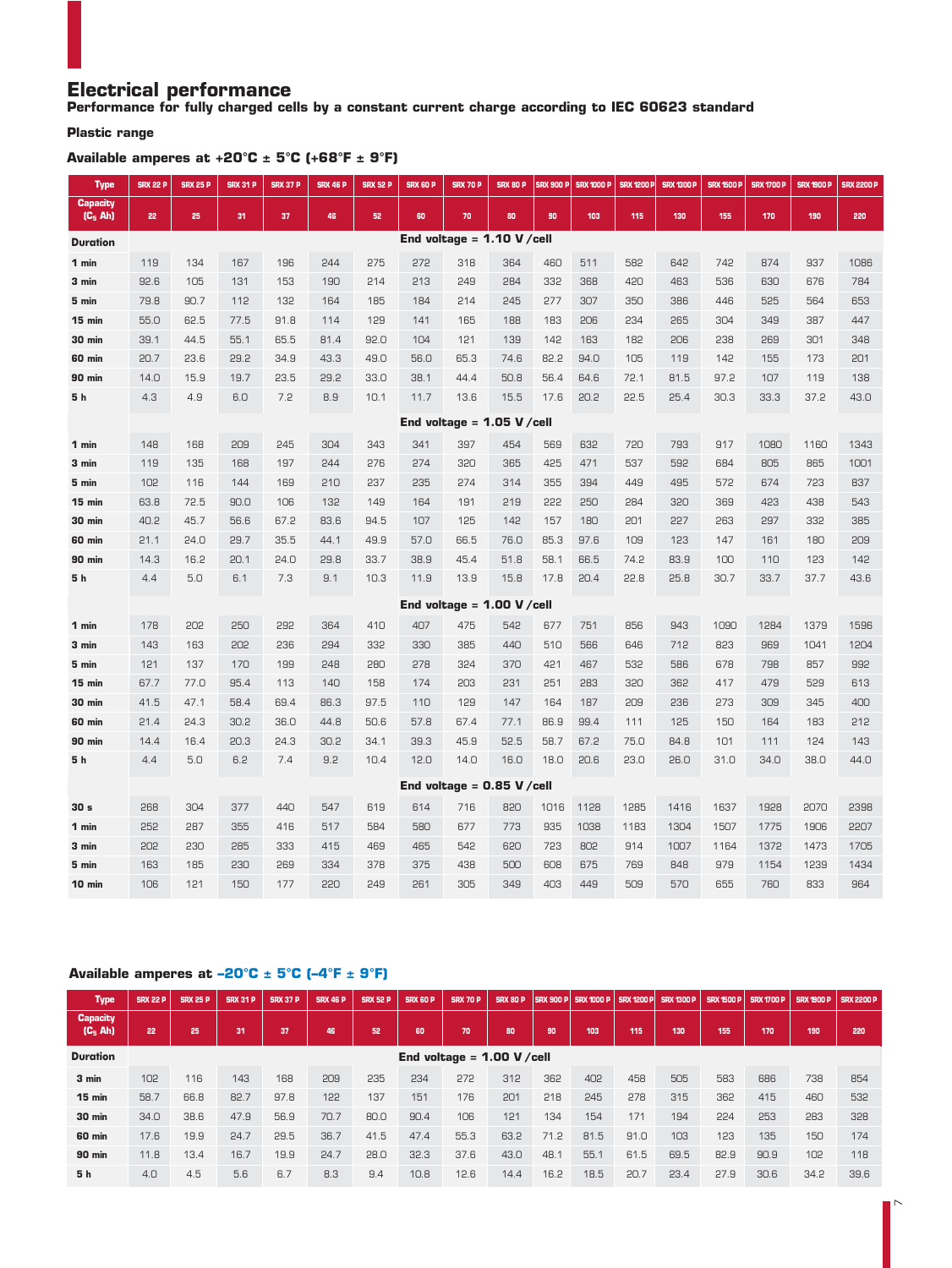# Electrical performance

**Performance for fully charged cells by a constant current charge according to IEC 60623 standard**

**Plastic range**

### Available amperes at +20°C ± 5°C (+68°F ± 9°F)

| Type | SRX 22 P | SRX 25 P | SRX 31 P | SRX 37 P | SRX 46 P | SRX 52 P | SRX 60 P | SRX 70 P | SRX 80 P | SRX 900 P | SRX 1000 P | SRX 1200 P | SRX 1300 P | SRX 1500 P | SRX 1700 P | SRX 1900 P | SRX 2200 P |
|---|---|---|---|---|---|---|---|---|---|---|---|---|---|---|---|---|---|
| Capacity ($C_5$ Ah) | 22 | 25 | 31 | 37 | 46 | 52 | 60 | 70 | 80 | 90 | 103 | 115 | 130 | 155 | 170 | 190 | 220 |
| **Duration** | **End voltage = 1.10 V/cell** | | | | | | | | | | | | | | | | |
| **1 min** | 119 | 134 | 167 | 196 | 244 | 275 | 272 | 318 | 364 | 460 | 511 | 582 | 642 | 742 | 874 | 937 | 1086 |
| **3 min** | 92.6 | 105 | 131 | 153 | 190 | 214 | 213 | 249 | 284 | 332 | 368 | 420 | 463 | 536 | 630 | 676 | 784 |
| **5 min** | 79.8 | 90.7 | 112 | 132 | 164 | 185 | 184 | 214 | 245 | 277 | 307 | 350 | 386 | 446 | 525 | 564 | 653 |
| **15 min** | 55.0 | 62.5 | 77.5 | 91.8 | 114 | 129 | 141 | 165 | 188 | 183 | 206 | 234 | 265 | 304 | 349 | 387 | 447 |
| **30 min** | 39.1 | 44.5 | 55.1 | 65.5 | 81.4 | 92.0 | 104 | 121 | 139 | 142 | 163 | 182 | 206 | 238 | 269 | 301 | 348 |
| **60 min** | 20.7 | 23.6 | 29.2 | 34.9 | 43.3 | 49.0 | 56.0 | 65.3 | 74.6 | 82.2 | 94.0 | 105 | 119 | 142 | 155 | 173 | 201 |
| **90 min** | 14.0 | 15.9 | 19.7 | 23.5 | 29.2 | 33.0 | 38.1 | 44.4 | 50.8 | 56.4 | 64.6 | 72.1 | 81.5 | 97.2 | 107 | 119 | 138 |
| **5 h** | 4.3 | 4.9 | 6.0 | 7.2 | 8.9 | 10.1 | 11.7 | 13.6 | 15.5 | 17.6 | 20.2 | 22.5 | 25.4 | 30.3 | 33.3 | 37.2 | 43.0 |
| | **End voltage = 1.05 V/cell** | | | | | | | | | | | | | | | | |
| **1 min** | 148 | 168 | 209 | 245 | 304 | 343 | 341 | 397 | 454 | 569 | 632 | 720 | 793 | 917 | 1080 | 1160 | 1343 |
| **3 min** | 119 | 135 | 168 | 197 | 244 | 276 | 274 | 320 | 365 | 425 | 471 | 537 | 592 | 684 | 805 | 865 | 1001 |
| **5 min** | 102 | 116 | 144 | 169 | 210 | 237 | 235 | 274 | 314 | 355 | 394 | 449 | 495 | 572 | 674 | 723 | 837 |
| **15 min** | 63.8 | 72.5 | 90.0 | 106 | 132 | 149 | 164 | 191 | 219 | 222 | 250 | 284 | 320 | 369 | 423 | 438 | 543 |
| **30 min** | 40.2 | 45.7 | 56.6 | 67.2 | 83.6 | 94.5 | 107 | 125 | 142 | 157 | 180 | 201 | 227 | 263 | 297 | 332 | 385 |
| **60 min** | 21.1 | 24.0 | 29.7 | 35.5 | 44.1 | 49.9 | 57.0 | 66.5 | 76.0 | 85.3 | 97.6 | 109 | 123 | 147 | 161 | 180 | 209 |
| **90 min** | 14.3 | 16.2 | 20.1 | 24.0 | 29.8 | 33.7 | 38.9 | 45.4 | 51.8 | 58.1 | 66.5 | 74.2 | 83.9 | 100 | 110 | 123 | 142 |
| **5 h** | 4.4 | 5.0 | 6.1 | 7.3 | 9.1 | 10.3 | 11.9 | 13.9 | 15.8 | 17.8 | 20.4 | 22.8 | 25.8 | 30.7 | 33.7 | 37.7 | 43.6 |
| | **End voltage = 1.00 V/cell** | | | | | | | | | | | | | | | | |
| **1 min** | 178 | 202 | 250 | 292 | 364 | 410 | 407 | 475 | 542 | 677 | 751 | 856 | 943 | 1090 | 1284 | 1379 | 1596 |
| **3 min** | 143 | 163 | 202 | 236 | 294 | 332 | 330 | 385 | 440 | 510 | 566 | 646 | 712 | 823 | 969 | 1041 | 1204 |
| **5 min** | 121 | 137 | 170 | 199 | 248 | 280 | 278 | 324 | 370 | 421 | 467 | 532 | 586 | 678 | 798 | 857 | 992 |
| **15 min** | 67.7 | 77.0 | 95.4 | 113 | 140 | 158 | 174 | 203 | 231 | 251 | 283 | 320 | 362 | 417 | 479 | 529 | 613 |
| **30 min** | 41.5 | 47.1 | 58.4 | 69.4 | 86.3 | 97.5 | 110 | 129 | 147 | 164 | 187 | 209 | 236 | 273 | 309 | 345 | 400 |
| **60 min** | 21.4 | 24.3 | 30.2 | 36.0 | 44.8 | 50.6 | 57.8 | 67.4 | 77.1 | 86.9 | 99.4 | 111 | 125 | 150 | 164 | 183 | 212 |
| **90 min** | 14.4 | 16.4 | 20.3 | 24.3 | 30.2 | 34.1 | 39.3 | 45.9 | 52.5 | 58.7 | 67.2 | 75.0 | 84.8 | 101 | 111 | 124 | 143 |
| **5 h** | 4.4 | 5.0 | 6.2 | 7.4 | 9.2 | 10.4 | 12.0 | 14.0 | 16.0 | 18.0 | 20.6 | 23.0 | 26.0 | 31.0 | 34.0 | 38.0 | 44.0 |
| | **End voltage = 0.85 V/cell** | | | | | | | | | | | | | | | | |
| **30 s** | 268 | 304 | 377 | 440 | 547 | 619 | 614 | 716 | 820 | 1016 | 1128 | 1285 | 1416 | 1637 | 1928 | 2070 | 2398 |
| **1 min** | 252 | 287 | 355 | 416 | 517 | 584 | 580 | 677 | 773 | 935 | 1038 | 1183 | 1304 | 1507 | 1775 | 1906 | 2207 |
| **3 min** | 202 | 230 | 285 | 333 | 415 | 469 | 465 | 542 | 620 | 723 | 802 | 914 | 1007 | 1164 | 1372 | 1473 | 1705 |
| **5 min** | 163 | 185 | 230 | 269 | 334 | 378 | 375 | 438 | 500 | 608 | 675 | 769 | 848 | 979 | 1154 | 1239 | 1434 |
| **10 min** | 106 | 121 | 150 | 177 | 220 | 249 | 261 | 305 | 349 | 403 | 449 | 509 | 570 | 655 | 760 | 833 | 964 |

### Available amperes at –20°C ± 5°C (–4°F ± 9°F)

| Type | SRX 22 P | SRX 25 P | SRX 31 P | SRX 37 P | SRX 46 P | SRX 52 P | SRX 60 P | SRX 70 P | SRX 80 P | SRX 900 P | SRX 1000 P | SRX 1200 P | SRX 1300 P | SRX 1500 P | SRX 1700 P | SRX 1900 P | SRX 2200 P |
|---|---|---|---|---|---|---|---|---|---|---|---|---|---|---|---|---|---|
| Capacity ($C_5$ Ah) | 22 | 25 | 31 | 37 | 46 | 52 | 60 | 70 | 80 | 90 | 103 | 115 | 130 | 155 | 170 | 190 | 220 |
| **Duration** | **End voltage = 1.00 V/cell** | | | | | | | | | | | | | | | | |
| **3 min** | 102 | 116 | 143 | 168 | 209 | 235 | 234 | 272 | 312 | 362 | 402 | 458 | 505 | 583 | 686 | 738 | 854 |
| **15 min** | 58.7 | 66.8 | 82.7 | 97.8 | 122 | 137 | 151 | 176 | 201 | 218 | 245 | 278 | 315 | 362 | 415 | 460 | 532 |
| **30 min** | 34.0 | 38.6 | 47.9 | 56.9 | 70.7 | 80.0 | 90.4 | 106 | 121 | 134 | 154 | 171 | 194 | 224 | 253 | 283 | 328 |
| **60 min** | 17.6 | 19.9 | 24.7 | 29.5 | 36.7 | 41.5 | 47.4 | 55.3 | 63.2 | 71.2 | 81.5 | 91.0 | 103 | 123 | 135 | 150 | 174 |
| **90 min** | 11.8 | 13.4 | 16.7 | 19.9 | 24.7 | 28.0 | 32.3 | 37.6 | 43.0 | 48.1 | 55.1 | 61.5 | 69.5 | 82.9 | 90.9 | 102 | 118 |
| **5 h** | 4.0 | 4.5 | 5.6 | 6.7 | 8.3 | 9.4 | 10.8 | 12.6 | 14.4 | 16.2 | 18.5 | 20.7 | 23.4 | 27.9 | 30.6 | 34.2 | 39.6 |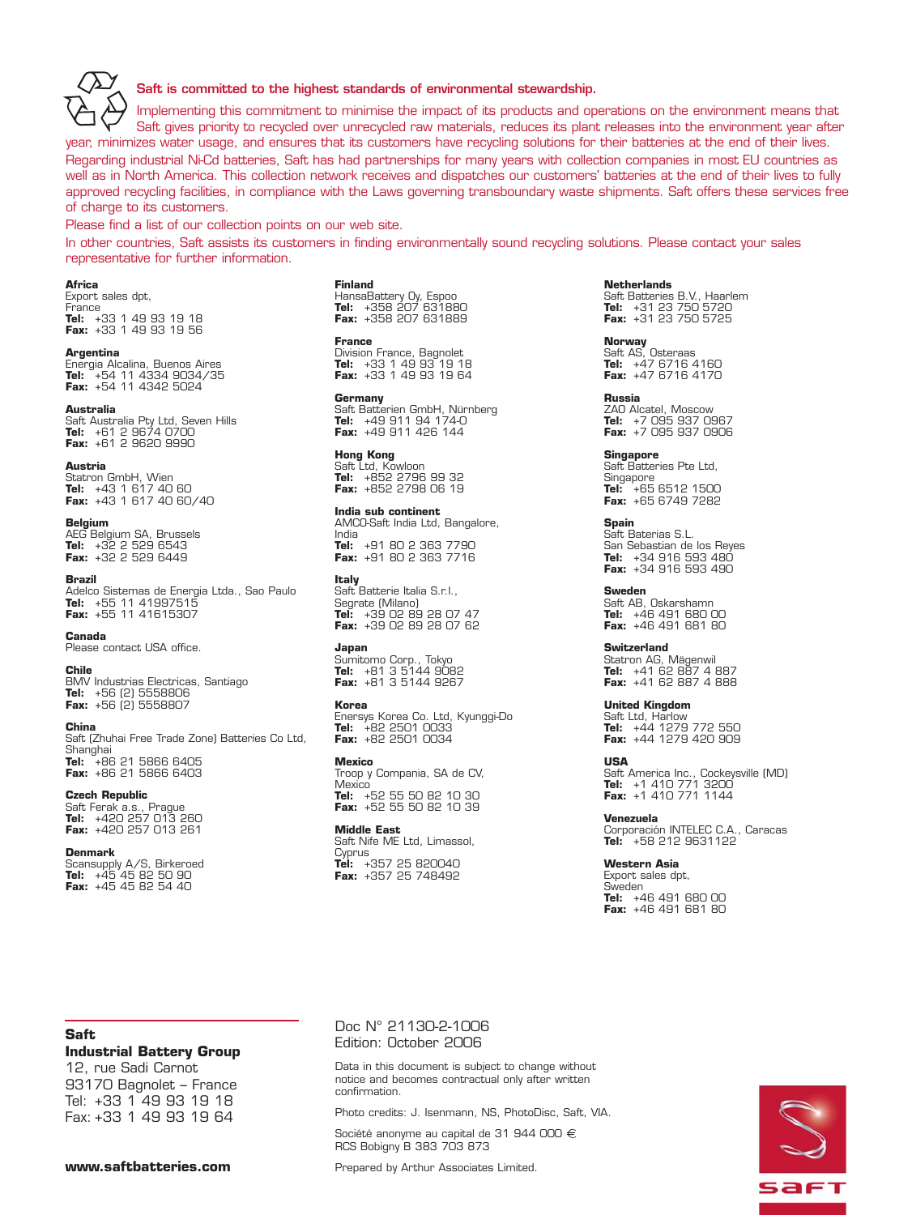**Saft is committed to the highest standards of environmental stewardship.**

Implementing this commitment to minimise the impact of its products and operations on the environment means that Saft gives priority to recycled over unrecycled raw materials, reduces its plant releases into the environment year after year, minimizes water usage, and ensures that its customers have recycling solutions for their batteries at the end of their lives.

Regarding industrial Ni-Cd batteries, Saft has had partnerships for many years with collection companies in most EU countries as well as in North America. This collection network receives and dispatches our customers' batteries at the end of their lives to fully approved recycling facilities, in compliance with the Laws governing transboundary waste shipments. Saft offers these services free of charge to its customers.

Please find a list of our collection points on our web site.

In other countries, Saft assists its customers in finding environmentally sound recycling solutions. Please contact your sales representative for further information.

**Africa**
Export sales dpt,
France
**Tel:** +33 1 49 93 19 18
**Fax:** +33 1 49 93 19 56

**Argentina**
Energia Alcalina, Buenos Aires
**Tel:** +54 11 4334 9034/35
**Fax:** +54 11 4342 5024

**Australia**
Saft Australia Pty Ltd, Seven Hills
**Tel:** +61 2 9674 0700
**Fax:** +61 2 9620 9990

**Austria**
Statron GmbH, Wien
**Tel:** +43 1 617 40 60
**Fax:** +43 1 617 40 60/40

**Belgium**
AEG Belgium SA, Brussels
**Tel:** +32 2 529 6543
**Fax:** +32 2 529 6449

**Brazil**
Adelco Sistemas de Energia Ltda., Sao Paulo
**Tel:** +55 11 41997515
**Fax:** +55 11 41615307

**Canada**
Please contact USA office.

**Chile**
BMV Industrias Electricas, Santiago
**Tel:** +56 (2) 5558806
**Fax:** +56 (2) 5558807

**China**
Saft (Zhuhai Free Trade Zone) Batteries Co Ltd, Shanghai
**Tel:** +86 21 5866 6405
**Fax:** +86 21 5866 6403

**Czech Republic**
Saft Ferak a.s., Prague
**Tel:** +420 257 013 260
**Fax:** +420 257 013 261

**Denmark**
Scansupply A/S, Birkeroed
**Tel:** +45 45 82 50 90
**Fax:** +45 45 82 54 40

**Finland**
HansaBattery Oy, Espoo
**Tel:** +358 207 631880
**Fax:** +358 207 631889

**France**
Division France, Bagnolet
**Tel:** +33 1 49 93 19 18
**Fax:** +33 1 49 93 19 64

**Germany**
Saft Batterien GmbH, Nürnberg
**Tel:** +49 911 94 174-0
**Fax:** +49 911 426 144

**Hong Kong**
Saft Ltd, Kowloon
**Tel:** +852 2796 99 32
**Fax:** +852 2798 06 19

**India sub continent**
AMCO-Saft India Ltd, Bangalore, India
**Tel:** +91 80 2 363 7790
**Fax:** +91 80 2 363 7716

**Italy**
Saft Batterie Italia S.r.l., Segrate (Milano)
**Tel:** +39 02 89 28 07 47
**Fax:** +39 02 89 28 07 62

**Japan**
Sumitomo Corp., Tokyo
**Tel:** +81 3 5144 9082
**Fax:** +81 3 5144 9267

**Korea**
Enersys Korea Co. Ltd, Kyunggi-Do
**Tel:** +82 2501 0033
**Fax:** +82 2501 0034

**Mexico**
Troop y Compania, SA de CV, Mexico
**Tel:** +52 55 50 82 10 30
**Fax:** +52 55 50 82 10 39

**Middle East**
Saft Nife ME Ltd, Limassol, Cyprus
**Tel:** +357 25 820040
**Fax:** +357 25 748492

**Netherlands**
Saft Batteries B.V., Haarlem
**Tel:** +31 23 750 5720
**Fax:** +31 23 750 5725

**Norway**
Saft AS, Osteraas
**Tel:** +47 6716 4160
**Fax:** +47 6716 4170

**Russia**
ZAO Alcatel, Moscow
**Tel:** +7 095 937 0967
**Fax:** +7 095 937 0906

**Singapore**
Saft Batteries Pte Ltd, Singapore
**Tel:** +65 6512 1500
**Fax:** +65 6749 7282

**Spain**
Saft Baterias S.L.
San Sebastian de los Reyes
**Tel:** +34 916 593 480
**Fax:** +34 916 593 490

**Sweden**
Saft AB, Oskarshamn
**Tel:** +46 491 680 00
**Fax:** +46 491 681 80

**Switzerland**
Statron AG, Mägenwil
**Tel:** +41 62 887 4 887
**Fax:** +41 62 887 4 888

**United Kingdom**
Saft Ltd, Harlow
**Tel:** +44 1279 772 550
**Fax:** +44 1279 420 909

**USA**
Saft America Inc., Cockeysville (MD)
**Tel:** +1 410 771 3200
**Fax:** +1 410 771 1144

**Venezuela**
Corporación INTELEC C.A., Caracas
**Tel:** +58 212 9631122

**Western Asia**
Export sales dpt,
Sweden
**Tel:** +46 491 680 00
**Fax:** +46 491 681 80

**Saft**
**Industrial Battery Group**
12, rue Sadi Carnot
93170 Bagnolet – France
Tel: +33 1 49 93 19 18
Fax: +33 1 49 93 19 64

**www.saftbatteries.com**

Doc N° 21130-2-1006
Edition: October 2006

Data in this document is subject to change without notice and becomes contractual only after written confirmation.

Photo credits: J. Isenmann, NS, PhotoDisc, Saft, VIA.

Société anonyme au capital de 31 944 000 €
RCS Bobigny B 383 703 873

Prepared by Arthur Associates Limited.